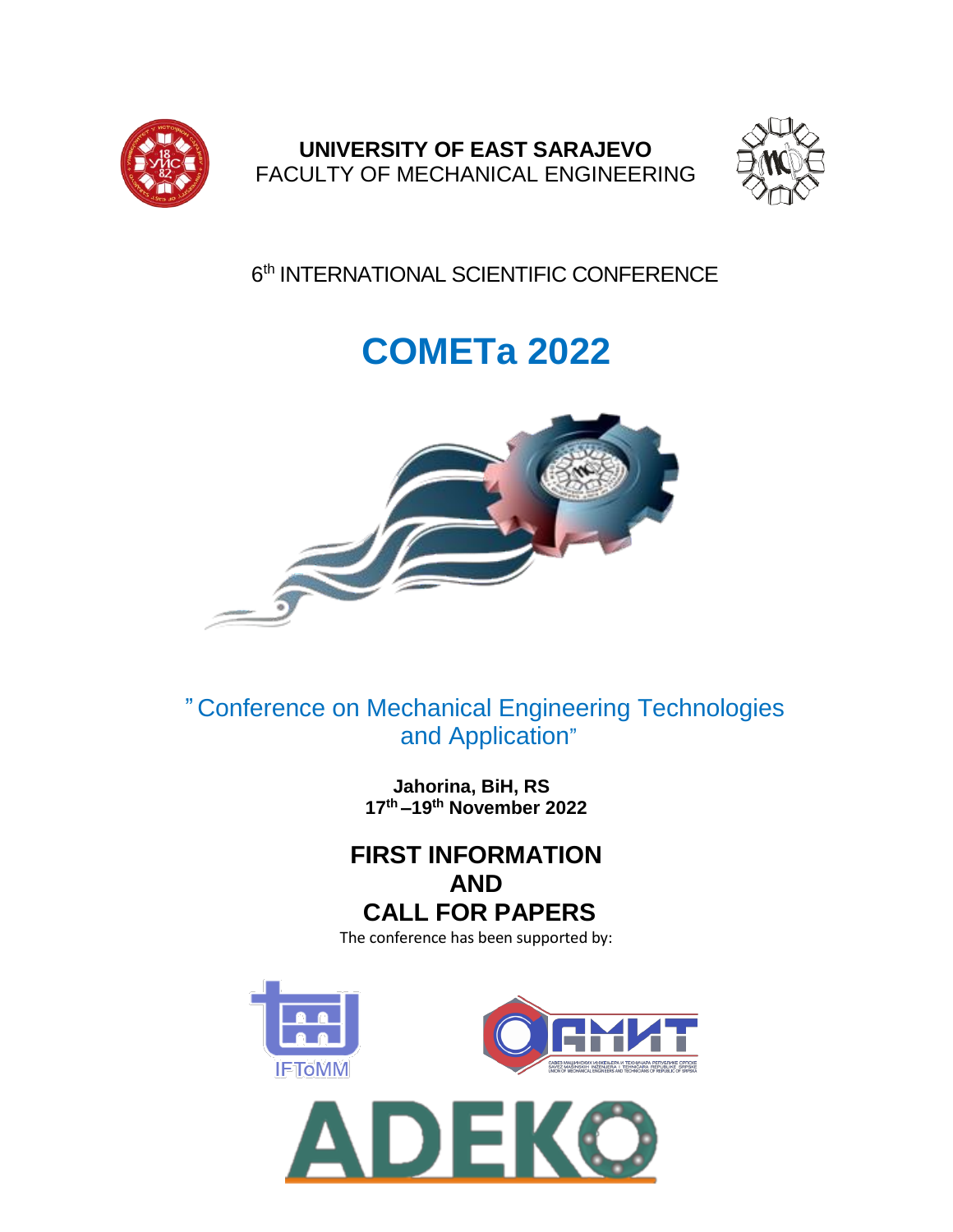**UNIVERSITY OF EAST SARAJEVO**
FACULTY OF MECHANICAL ENGINEERING

6th INTERNATIONAL SCIENTIFIC CONFERENCE

# COMETa 2022

" Conference on Mechanical Engineering Technologies and Application"

**Jahorina, BiH, RS**
**17th –19th November 2022**

## FIRST INFORMATION AND CALL FOR PAPERS

The conference has been supported by:

IFToMM

АМИТ

САВЕЗ МАШИНСКИХ ИНЖЕЊЕРА И ТЕХНИЧАРА РЕПУБЛИКЕ СРПСКЕ
SAVEZ MAŠINSKIH INŽENJERA I TEHNIČARA REPUBLIKE SRPSKE
UNION OF MECHANICAL ENGINEERS AND TECHNICIANS OF REPUBLIC OF SRPSKA

ADEKO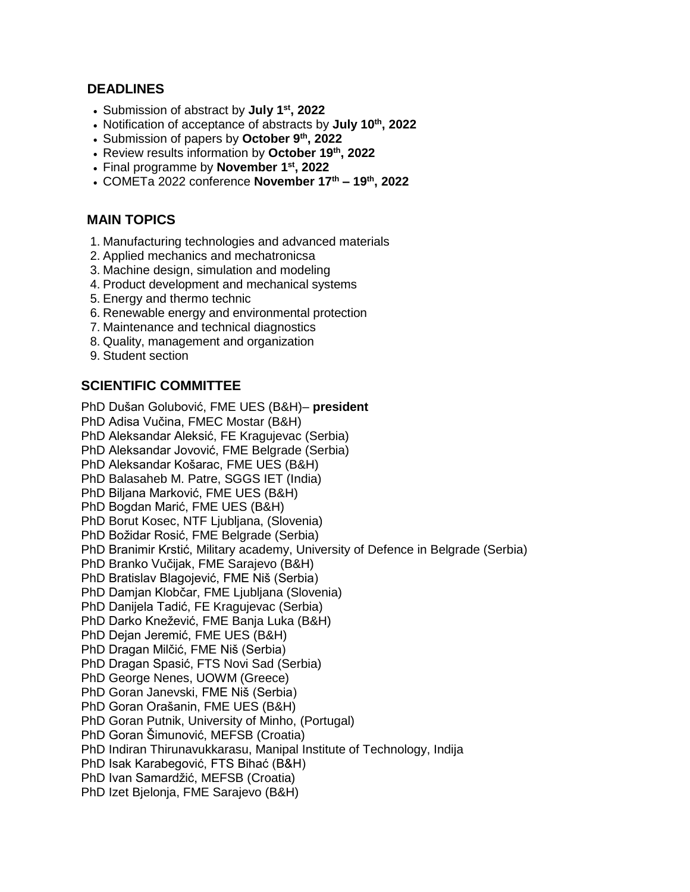## DEADLINES

- Submission of abstract by **July 1st, 2022**
- Notification of acceptance of abstracts by **July 10th, 2022**
- Submission of papers by **October 9th, 2022**
- Review results information by **October 19th, 2022**
- Final programme by **November 1st, 2022**
- COMETa 2022 conference **November 17th – 19th, 2022**

## MAIN TOPICS

1. Manufacturing technologies and advanced materials
2. Applied mechanics and mechatronicsa
3. Machine design, simulation and modeling
4. Product development and mechanical systems
5. Energy and thermo technic
6. Renewable energy and environmental protection
7. Maintenance and technical diagnostics
8. Quality, management and organization
9. Student section

## SCIENTIFIC COMMITTEE

PhD Dušan Golubović, FME UES (B&H)– **president**
PhD Adisa Vučina, FMEC Mostar (B&H)
PhD Aleksandar Aleksić, FE Kragujevac (Serbia)
PhD Aleksandar Jovović, FME Belgrade (Serbia)
PhD Aleksandar Košarac, FME UES (B&H)
PhD Balasaheb M. Patre, SGGS IET (India)
PhD Biljana Marković, FME UES (B&H)
PhD Bogdan Marić, FME UES (B&H)
PhD Borut Kosec, NTF Ljubljana, (Slovenia)
PhD Božidar Rosić, FME Belgrade (Serbia)
PhD Branimir Krstić, Military academy, University of Defence in Belgrade (Serbia)
PhD Branko Vučijak, FME Sarajevo (B&H)
PhD Bratislav Blagojević, FME Niš (Serbia)
PhD Damjan Klobčar, FME Ljubljana (Slovenia)
PhD Danijela Tadić, FE Kragujevac (Serbia)
PhD Darko Knežević, FME Banja Luka (B&H)
PhD Dejan Jeremić, FME UES (B&H)
PhD Dragan Milčić, FME Niš (Serbia)
PhD Dragan Spasić, FTS Novi Sad (Serbia)
PhD George Nenes, UOWM (Greece)
PhD Goran Janevski, FME Niš (Serbia)
PhD Goran Orašanin, FME UES (B&H)
PhD Goran Putnik, University of Minho, (Portugal)
PhD Goran Šimunović, MEFSB (Croatia)
PhD Indiran Thirunavukkarasu, Manipal Institute of Technology, Indija
PhD Isak Karabegović, FTS Bihać (B&H)
PhD Ivan Samardžić, MEFSB (Croatia)
PhD Izet Bjelonja, FME Sarajevo (B&H)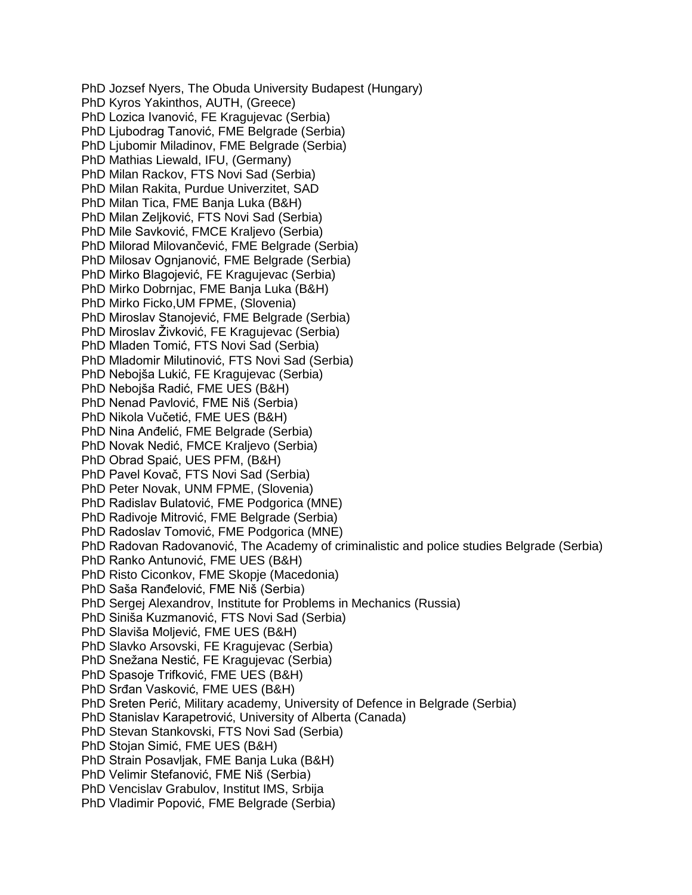PhD Jozsef Nyers, The Obuda University Budapest (Hungary)
PhD Kyros Yakinthos, AUTH, (Greece)
PhD Lozica Ivanović, FE Kragujevac (Serbia)
PhD Ljubodrag Tanović, FME Belgrade (Serbia)
PhD Ljubomir Miladinov, FME Belgrade (Serbia)
PhD Mathias Liewald, IFU, (Germany)
PhD Milan Rackov, FTS Novi Sad (Serbia)
PhD Milan Rakita, Purdue Univerzitet, SAD
PhD Milan Tica, FME Banja Luka (B&H)
PhD Milan Zeljković, FTS Novi Sad (Serbia)
PhD Mile Savković, FMCE Kraljevo (Serbia)
PhD Milorad Milovančević, FME Belgrade (Serbia)
PhD Milosav Ognjanović, FME Belgrade (Serbia)
PhD Mirko Blagojević, FE Kragujevac (Serbia)
PhD Mirko Dobrnjac, FME Banja Luka (B&H)
PhD Mirko Ficko,UM FPME, (Slovenia)
PhD Miroslav Stanojević, FME Belgrade (Serbia)
PhD Miroslav Živković, FE Kragujevac (Serbia)
PhD Mladen Tomić, FTS Novi Sad (Serbia)
PhD Mladomir Milutinović, FTS Novi Sad (Serbia)
PhD Nebojša Lukić, FE Kragujevac (Serbia)
PhD Nebojša Radić, FME UES (B&H)
PhD Nenad Pavlović, FME Niš (Serbia)
PhD Nikola Vučetić, FME UES (B&H)
PhD Nina Anđelić, FME Belgrade (Serbia)
PhD Novak Nedić, FMCE Kraljevo (Serbia)
PhD Obrad Spaić, UES PFM, (B&H)
PhD Pavel Kovač, FTS Novi Sad (Serbia)
PhD Peter Novak, UNM FPME, (Slovenia)
PhD Radislav Bulatović, FME Podgorica (MNE)
PhD Radivoje Mitrović, FME Belgrade (Serbia)
PhD Radoslav Tomović, FME Podgorica (MNE)
PhD Radovan Radovanović, The Academy of criminalistic and police studies Belgrade (Serbia)
PhD Ranko Antunović, FME UES (B&H)
PhD Risto Ciconkov, FME Skopje (Macedonia)
PhD Saša Ranđelović, FME Niš (Serbia)
PhD Sergej Alexandrov, Institute for Problems in Mechanics (Russia)
PhD Siniša Kuzmanović, FTS Novi Sad (Serbia)
PhD Slaviša Moljević, FME UES (B&H)
PhD Slavko Arsovski, FE Kragujevac (Serbia)
PhD Snežana Nestić, FE Kragujevac (Serbia)
PhD Spasoje Trifković, FME UES (B&H)
PhD Srđan Vasković, FME UES (B&H)
PhD Sreten Perić, Military academy, University of Defence in Belgrade (Serbia)
PhD Stanislav Karapetrović, University of Alberta (Canada)
PhD Stevan Stankovski, FTS Novi Sad (Serbia)
PhD Stojan Simić, FME UES (B&H)
PhD Strain Posavljak, FME Banja Luka (B&H)
PhD Velimir Stefanović, FME Niš (Serbia)
PhD Vencislav Grabulov, Institut IMS, Srbija
PhD Vladimir Popović, FME Belgrade (Serbia)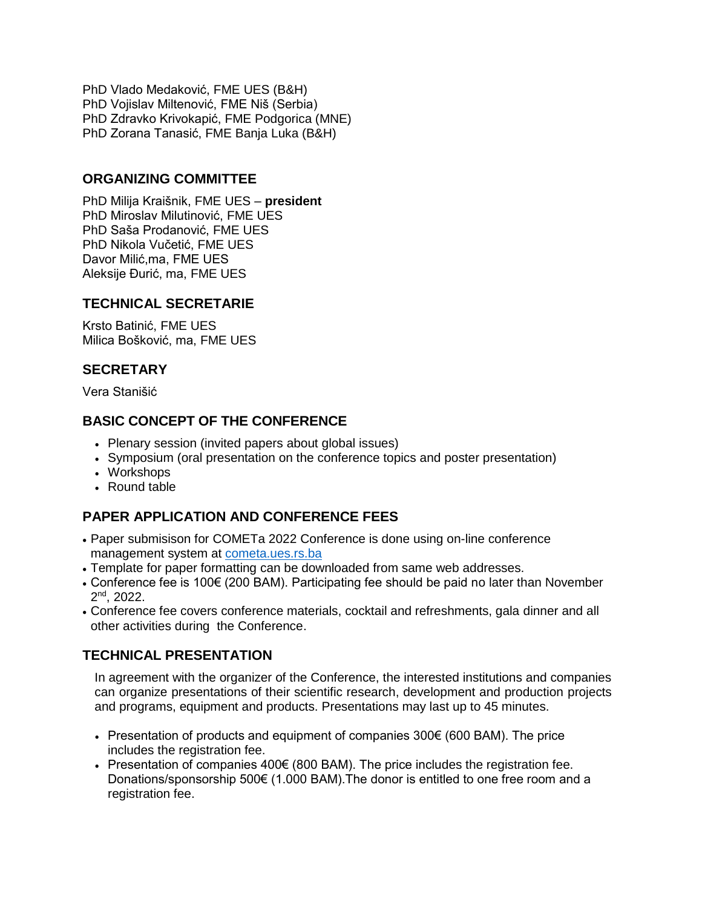PhD Vlado Medaković, FME UES (B&H)
PhD Vojislav Miltenović, FME Niš (Serbia)
PhD Zdravko Krivokapić, FME Podgorica (MNE)
PhD Zorana Tanasić, FME Banja Luka (B&H)

## ORGANIZING COMMITTEE

PhD Milija Kraišnik, FME UES – **president**
PhD Miroslav Milutinović, FME UES
PhD Saša Prodanović, FME UES
PhD Nikola Vučetić, FME UES
Davor Milić,ma, FME UES
Aleksije Đurić, ma, FME UES

## TECHNICAL SECRETARIE

Krsto Batinić, FME UES
Milica Bošković, ma, FME UES

## SECRETARY

Vera Stanišić

## BASIC CONCEPT OF THE CONFERENCE

- Plenary session (invited papers about global issues)
- Symposium (oral presentation on the conference topics and poster presentation)
- Workshops
- Round table

## PAPER APPLICATION AND CONFERENCE FEES

- Paper submisison for COMETa 2022 Conference is done using on-line conference management system at cometa.ues.rs.ba
- Template for paper formatting can be downloaded from same web addresses.
- Conference fee is 100€ (200 BAM). Participating fee should be paid no later than November 2nd, 2022.
- Conference fee covers conference materials, cocktail and refreshments, gala dinner and all other activities during the Conference.

## TECHNICAL PRESENTATION

In agreement with the organizer of the Conference, the interested institutions and companies can organize presentations of their scientific research, development and production projects and programs, equipment and products. Presentations may last up to 45 minutes.

- Presentation of products and equipment of companies 300€ (600 BAM). The price includes the registration fee.
- Presentation of companies 400€ (800 BAM). The price includes the registration fee. Donations/sponsorship 500€ (1.000 BAM).The donor is entitled to one free room and a registration fee.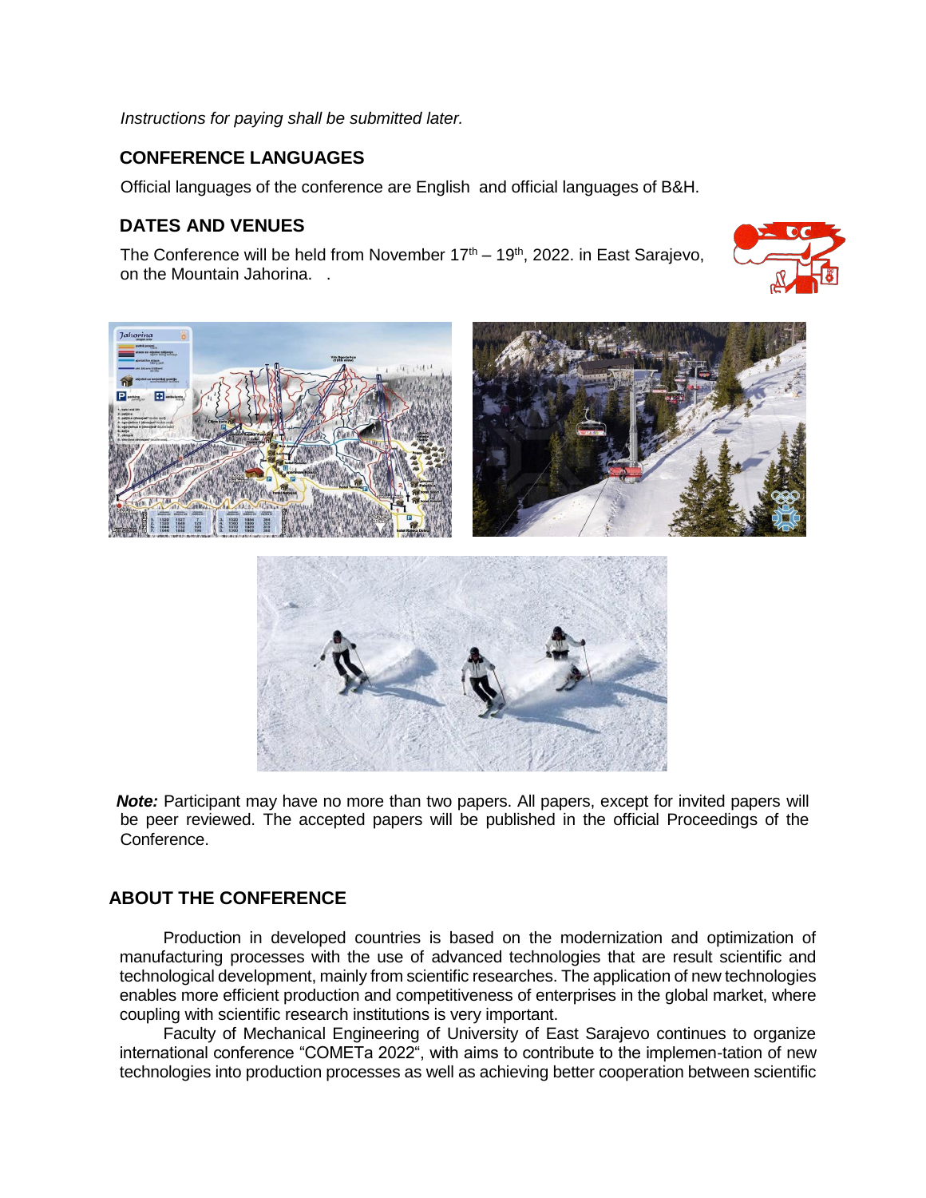*Instructions for paying shall be submitted later.*

## CONFERENCE LANGUAGES

Official languages of the conference are English and official languages of B&H.

## DATES AND VENUES

The Conference will be held from November 17th – 19th, 2022. in East Sarajevo, on the Mountain Jahorina. .

***Note:*** Participant may have no more than two papers. All papers, except for invited papers will be peer reviewed. The accepted papers will be published in the official Proceedings of the Conference.

## ABOUT THE CONFERENCE

Production in developed countries is based on the modernization and optimization of manufacturing processes with the use of advanced technologies that are result scientific and technological development, mainly from scientific researches. The application of new technologies enables more efficient production and competitiveness of enterprises in the global market, where coupling with scientific research institutions is very important.

Faculty of Mechanical Engineering of University of East Sarajevo continues to organize international conference "COMETa 2022", with aims to contribute to the implemen-tation of new technologies into production processes as well as achieving better cooperation between scientific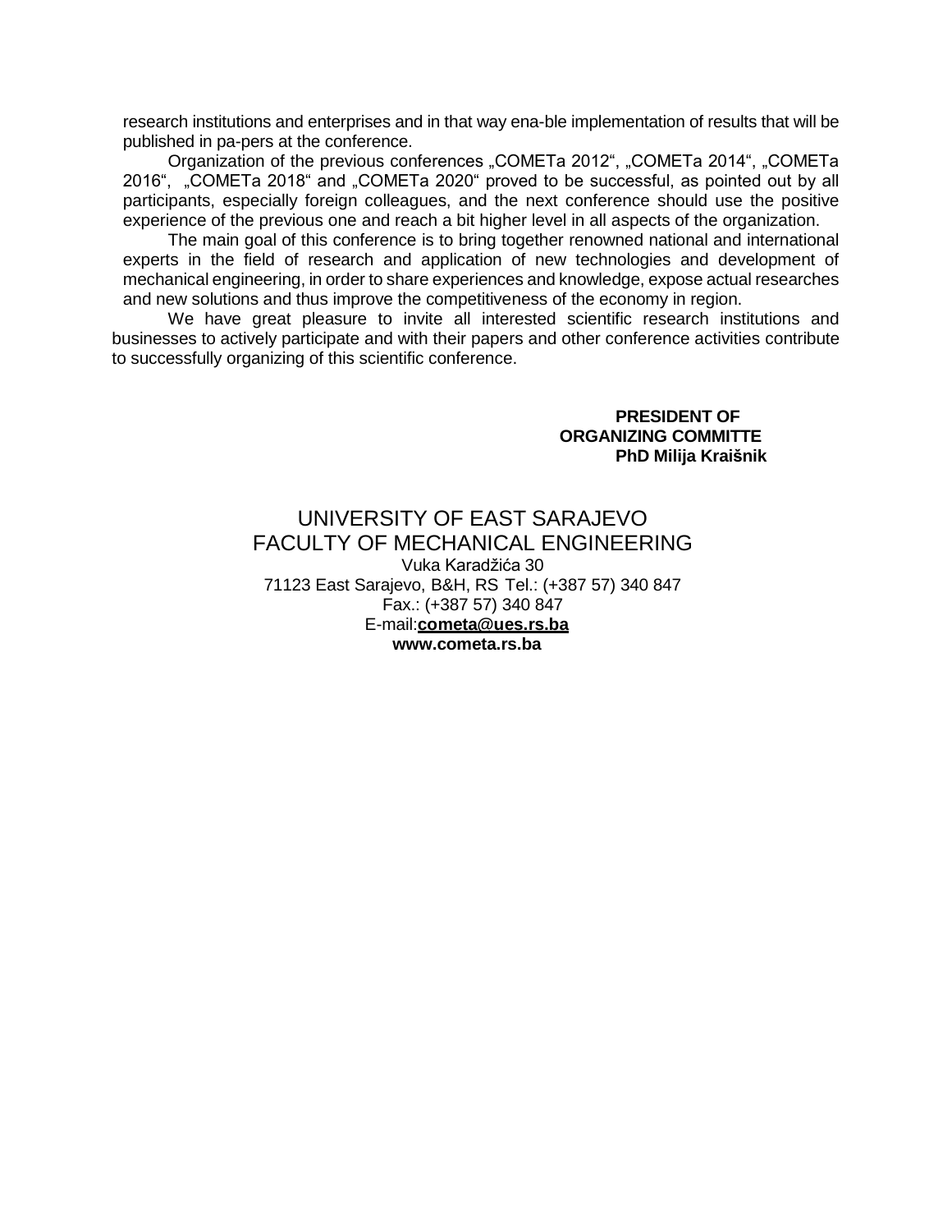research institutions and enterprises and in that way ena-ble implementation of results that will be published in pa-pers at the conference.

Organization of the previous conferences „COMETa 2012“, „COMETa 2014“, „COMETa 2016“, „COMETa 2018“ and „COMETa 2020“ proved to be successful, as pointed out by all participants, especially foreign colleagues, and the next conference should use the positive experience of the previous one and reach a bit higher level in all aspects of the organization.

The main goal of this conference is to bring together renowned national and international experts in the field of research and application of new technologies and development of mechanical engineering, in order to share experiences and knowledge, expose actual researches and new solutions and thus improve the competitiveness of the economy in region.

We have great pleasure to invite all interested scientific research institutions and businesses to actively participate and with their papers and other conference activities contribute to successfully organizing of this scientific conference.

**PRESIDENT OF**
**ORGANIZING COMMITTE**
**PhD Milija Kraišnik**

UNIVERSITY OF EAST SARAJEVO
FACULTY OF MECHANICAL ENGINEERING
Vuka Karadžića 30
71123 East Sarajevo, B&H, RS Tel.: (+387 57) 340 847
Fax.: (+387 57) 340 847
E-mail:**cometa@ues.rs.ba**
**www.cometa.rs.ba**